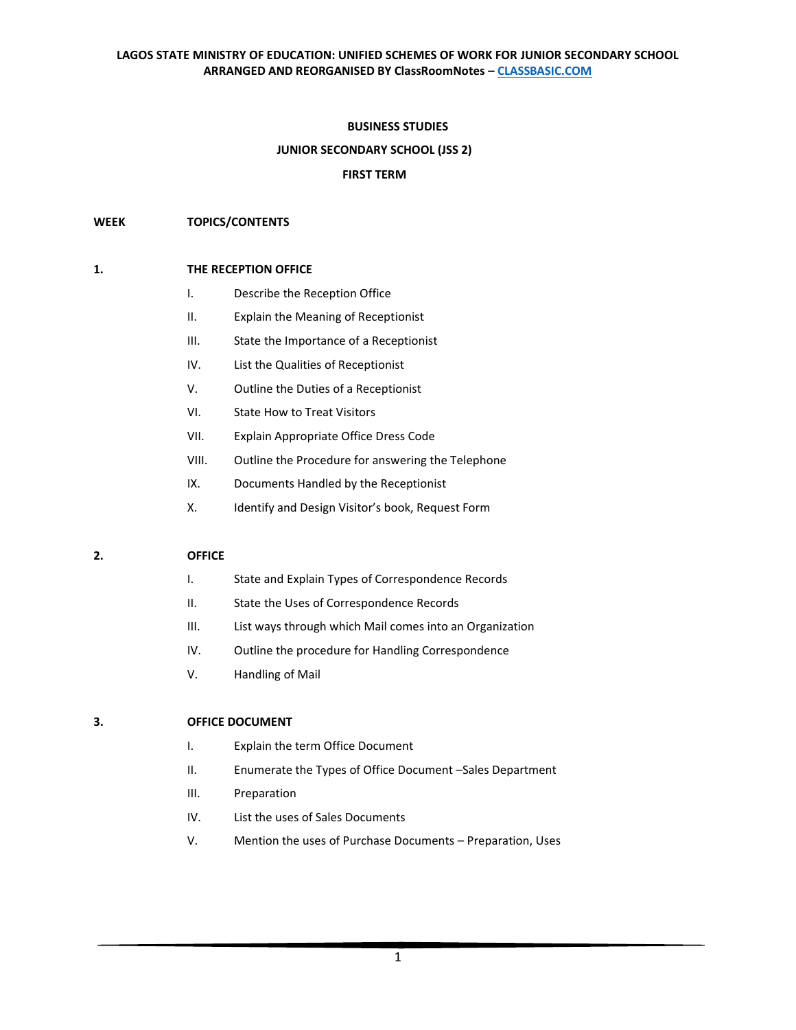# BUSINESS STUDIES

## JUNIOR SECONDARY SCHOOL (JSS 2)

## FIRST TERM

**WEEK** **TOPICS/CONTENTS**

**1. THE RECEPTION OFFICE**

- I. Describe the Reception Office
- II. Explain the Meaning of Receptionist
- III. State the Importance of a Receptionist
- IV. List the Qualities of Receptionist
- V. Outline the Duties of a Receptionist
- VI. State How to Treat Visitors
- VII. Explain Appropriate Office Dress Code
- VIII. Outline the Procedure for answering the Telephone
- IX. Documents Handled by the Receptionist
- X. Identify and Design Visitor's book, Request Form

**2. OFFICE**

- I. State and Explain Types of Correspondence Records
- II. State the Uses of Correspondence Records
- III. List ways through which Mail comes into an Organization
- IV. Outline the procedure for Handling Correspondence
- V. Handling of Mail

**3. OFFICE DOCUMENT**

- I. Explain the term Office Document
- II. Enumerate the Types of Office Document –Sales Department
- III. Preparation
- IV. List the uses of Sales Documents
- V. Mention the uses of Purchase Documents – Preparation, Uses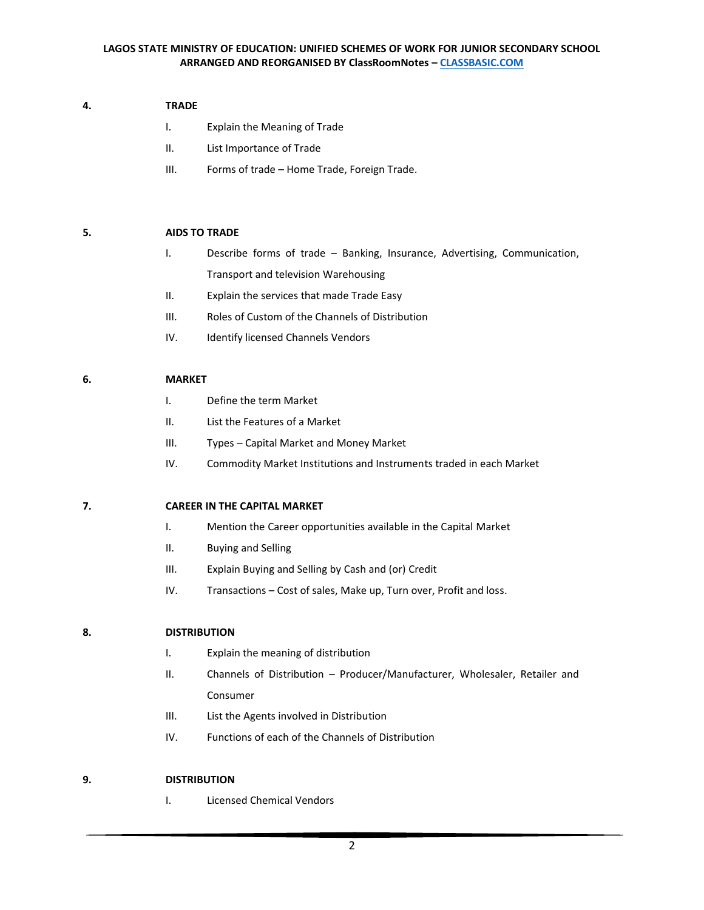**4. TRADE**

- I. Explain the Meaning of Trade
- II. List Importance of Trade
- III. Forms of trade – Home Trade, Foreign Trade.

**5. AIDS TO TRADE**

- I. Describe forms of trade – Banking, Insurance, Advertising, Communication, Transport and television Warehousing
- II. Explain the services that made Trade Easy
- III. Roles of Custom of the Channels of Distribution
- IV. Identify licensed Channels Vendors

**6. MARKET**

- I. Define the term Market
- II. List the Features of a Market
- III. Types – Capital Market and Money Market
- IV. Commodity Market Institutions and Instruments traded in each Market

**7. CAREER IN THE CAPITAL MARKET**

- I. Mention the Career opportunities available in the Capital Market
- II. Buying and Selling
- III. Explain Buying and Selling by Cash and (or) Credit
- IV. Transactions – Cost of sales, Make up, Turn over, Profit and loss.

**8. DISTRIBUTION**

- I. Explain the meaning of distribution
- II. Channels of Distribution – Producer/Manufacturer, Wholesaler, Retailer and Consumer
- III. List the Agents involved in Distribution
- IV. Functions of each of the Channels of Distribution

**9. DISTRIBUTION**

- I. Licensed Chemical Vendors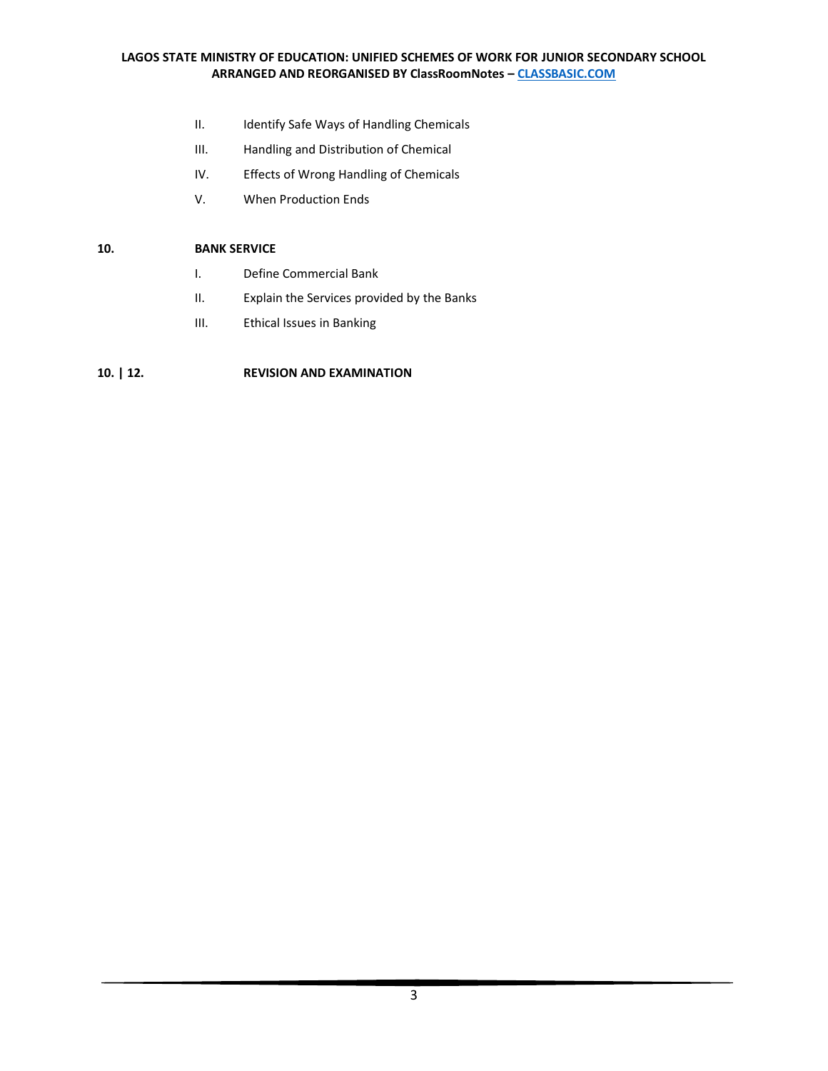II. Identify Safe Ways of Handling Chemicals

III. Handling and Distribution of Chemical

IV. Effects of Wrong Handling of Chemicals

V. When Production Ends

**10.** **BANK SERVICE**

I. Define Commercial Bank

II. Explain the Services provided by the Banks

III. Ethical Issues in Banking

**10. | 12.** **REVISION AND EXAMINATION**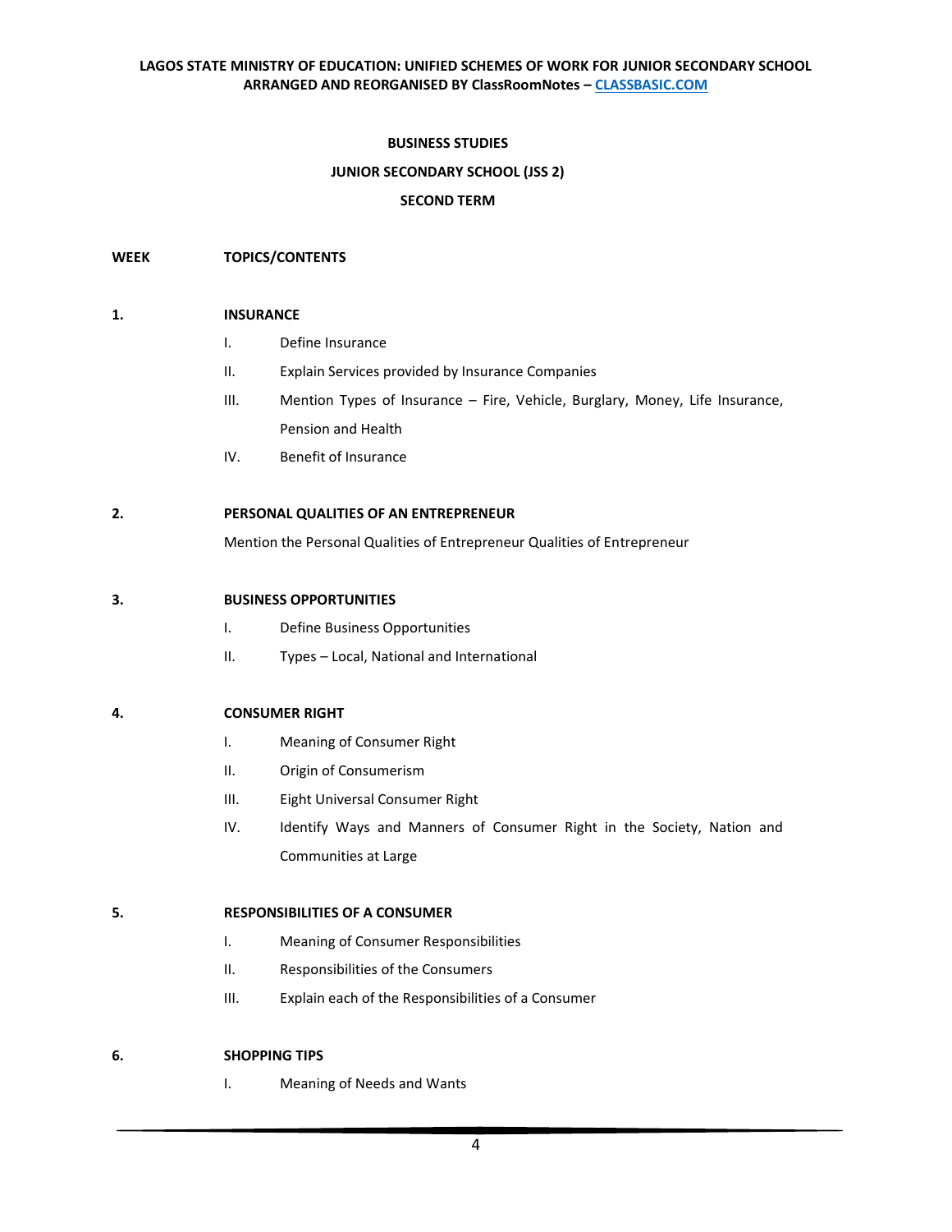**BUSINESS STUDIES**

**JUNIOR SECONDARY SCHOOL (JSS 2)**

**SECOND TERM**

**WEEK** | **TOPICS/CONTENTS**

**1. INSURANCE**

- I. Define Insurance
- II. Explain Services provided by Insurance Companies
- III. Mention Types of Insurance – Fire, Vehicle, Burglary, Money, Life Insurance, Pension and Health
- IV. Benefit of Insurance

**2. PERSONAL QUALITIES OF AN ENTREPRENEUR**

Mention the Personal Qualities of Entrepreneur Qualities of Entrepreneur

**3. BUSINESS OPPORTUNITIES**

- I. Define Business Opportunities
- II. Types – Local, National and International

**4. CONSUMER RIGHT**

- I. Meaning of Consumer Right
- II. Origin of Consumerism
- III. Eight Universal Consumer Right
- IV. Identify Ways and Manners of Consumer Right in the Society, Nation and Communities at Large

**5. RESPONSIBILITIES OF A CONSUMER**

- I. Meaning of Consumer Responsibilities
- II. Responsibilities of the Consumers
- III. Explain each of the Responsibilities of a Consumer

**6. SHOPPING TIPS**

- I. Meaning of Needs and Wants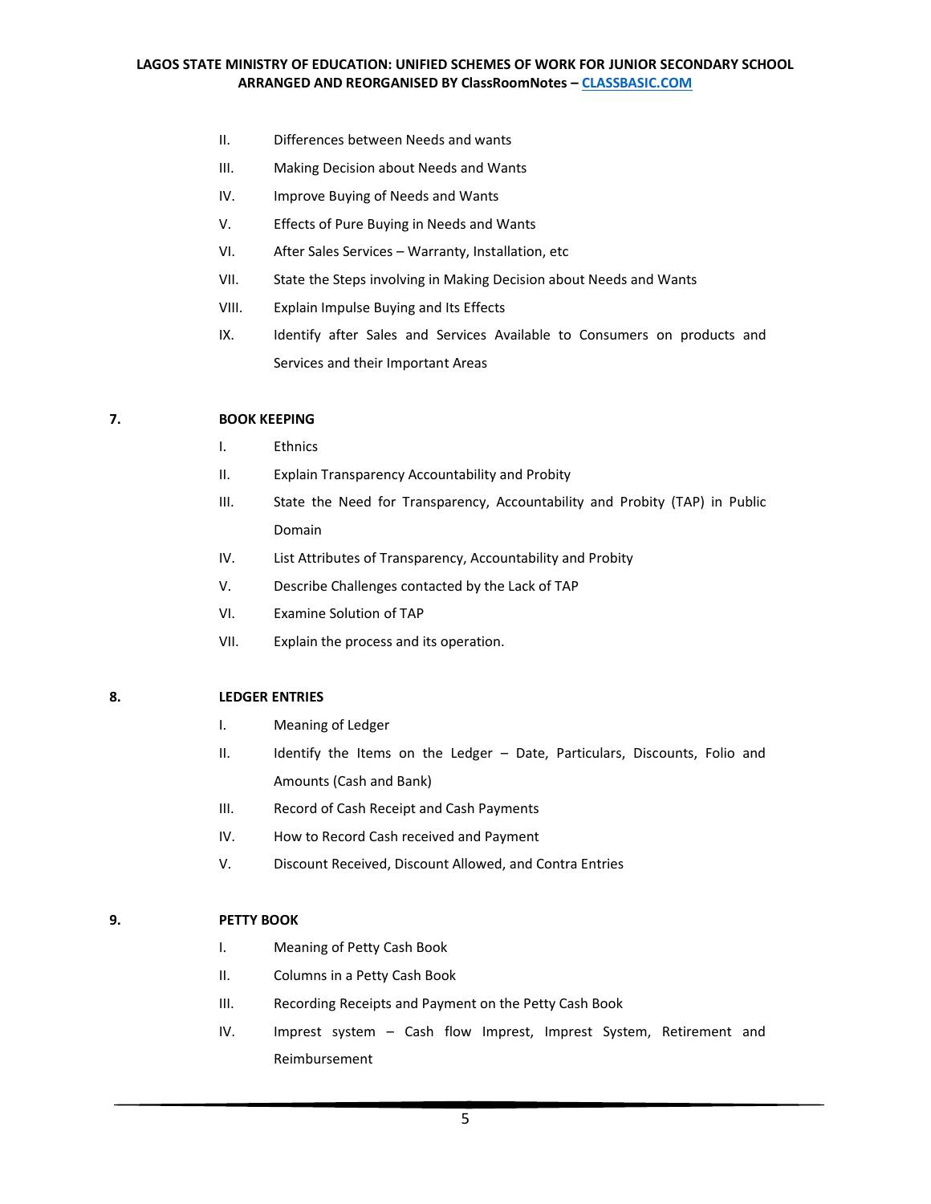II. Differences between Needs and wants

III. Making Decision about Needs and Wants

IV. Improve Buying of Needs and Wants

V. Effects of Pure Buying in Needs and Wants

VI. After Sales Services – Warranty, Installation, etc

VII. State the Steps involving in Making Decision about Needs and Wants

VIII. Explain Impulse Buying and Its Effects

IX. Identify after Sales and Services Available to Consumers on products and Services and their Important Areas

**7. BOOK KEEPING**

I. Ethnics

II. Explain Transparency Accountability and Probity

III. State the Need for Transparency, Accountability and Probity (TAP) in Public Domain

IV. List Attributes of Transparency, Accountability and Probity

V. Describe Challenges contacted by the Lack of TAP

VI. Examine Solution of TAP

VII. Explain the process and its operation.

**8. LEDGER ENTRIES**

I. Meaning of Ledger

II. Identify the Items on the Ledger – Date, Particulars, Discounts, Folio and Amounts (Cash and Bank)

III. Record of Cash Receipt and Cash Payments

IV. How to Record Cash received and Payment

V. Discount Received, Discount Allowed, and Contra Entries

**9. PETTY BOOK**

I. Meaning of Petty Cash Book

II. Columns in a Petty Cash Book

III. Recording Receipts and Payment on the Petty Cash Book

IV. Imprest system – Cash flow Imprest, Imprest System, Retirement and Reimbursement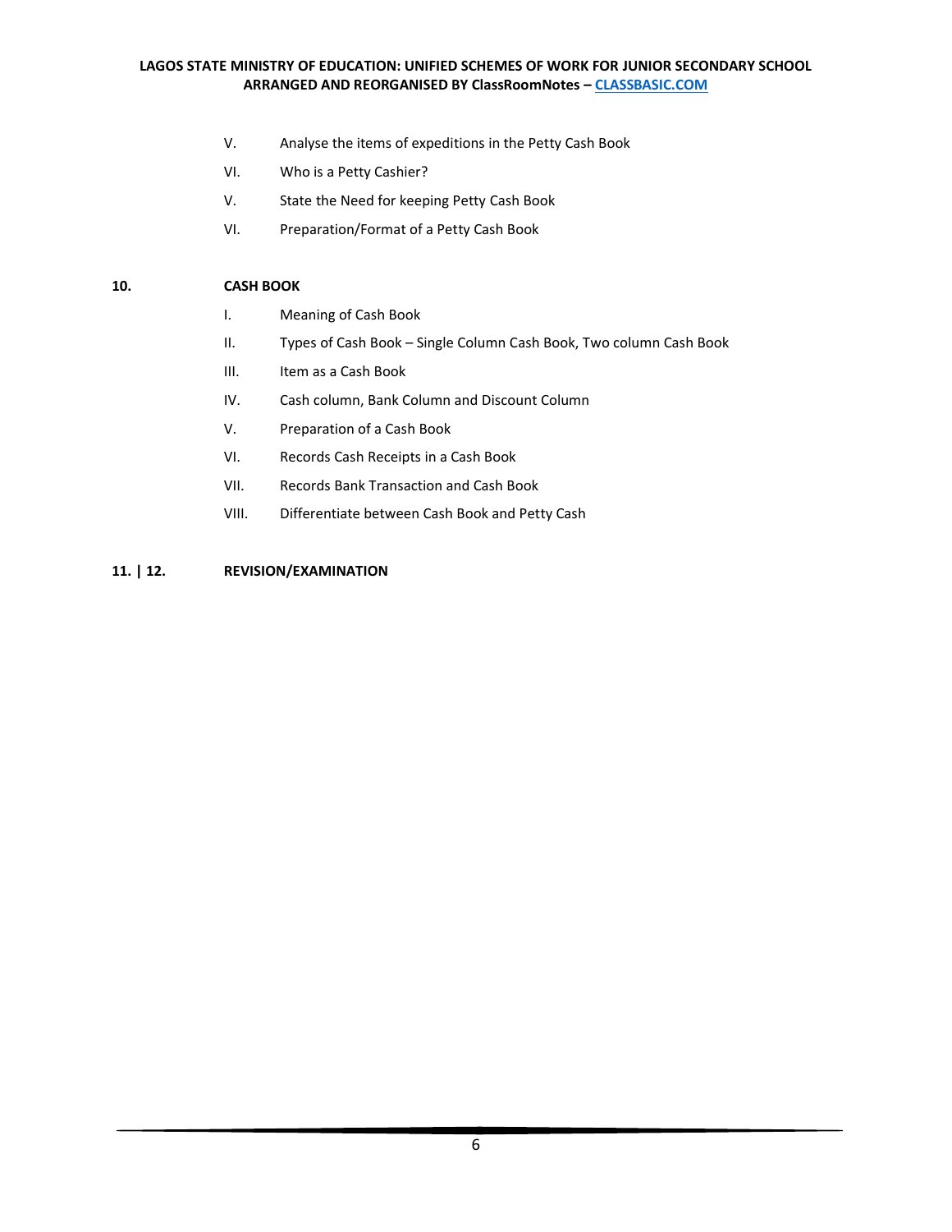V. Analyse the items of expeditions in the Petty Cash Book

VI. Who is a Petty Cashier?

V. State the Need for keeping Petty Cash Book

VI. Preparation/Format of a Petty Cash Book

**10. CASH BOOK**

I. Meaning of Cash Book

II. Types of Cash Book – Single Column Cash Book, Two column Cash Book

III. Item as a Cash Book

IV. Cash column, Bank Column and Discount Column

V. Preparation of a Cash Book

VI. Records Cash Receipts in a Cash Book

VII. Records Bank Transaction and Cash Book

VIII. Differentiate between Cash Book and Petty Cash

**11. | 12. REVISION/EXAMINATION**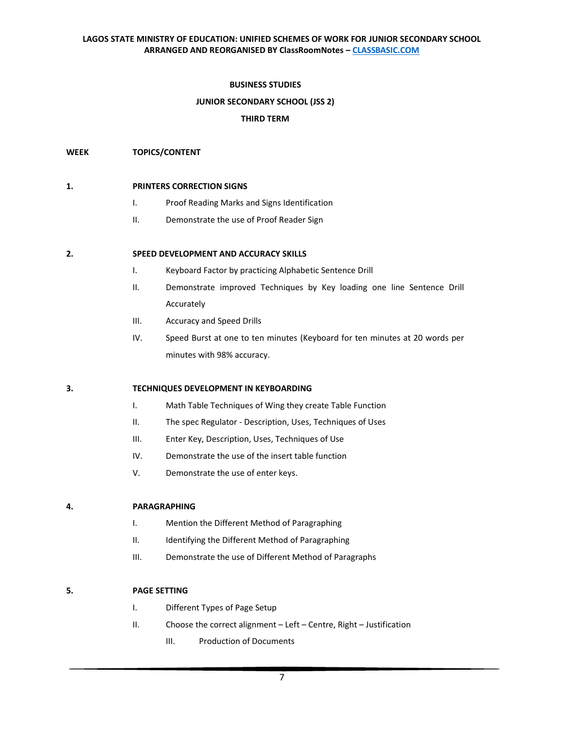## BUSINESS STUDIES

### JUNIOR SECONDARY SCHOOL (JSS 2)

### THIRD TERM

**WEEK** **TOPICS/CONTENT**

**1. PRINTERS CORRECTION SIGNS**

- I. Proof Reading Marks and Signs Identification
- II. Demonstrate the use of Proof Reader Sign

**2. SPEED DEVELOPMENT AND ACCURACY SKILLS**

- I. Keyboard Factor by practicing Alphabetic Sentence Drill
- II. Demonstrate improved Techniques by Key loading one line Sentence Drill Accurately
- III. Accuracy and Speed Drills
- IV. Speed Burst at one to ten minutes (Keyboard for ten minutes at 20 words per minutes with 98% accuracy.

**3. TECHNIQUES DEVELOPMENT IN KEYBOARDING**

- I. Math Table Techniques of Wing they create Table Function
- II. The spec Regulator - Description, Uses, Techniques of Uses
- III. Enter Key, Description, Uses, Techniques of Use
- IV. Demonstrate the use of the insert table function
- V. Demonstrate the use of enter keys.

**4. PARAGRAPHING**

- I. Mention the Different Method of Paragraphing
- II. Identifying the Different Method of Paragraphing
- III. Demonstrate the use of Different Method of Paragraphs

**5. PAGE SETTING**

- I. Different Types of Page Setup
- II. Choose the correct alignment – Left – Centre, Right – Justification
- III. Production of Documents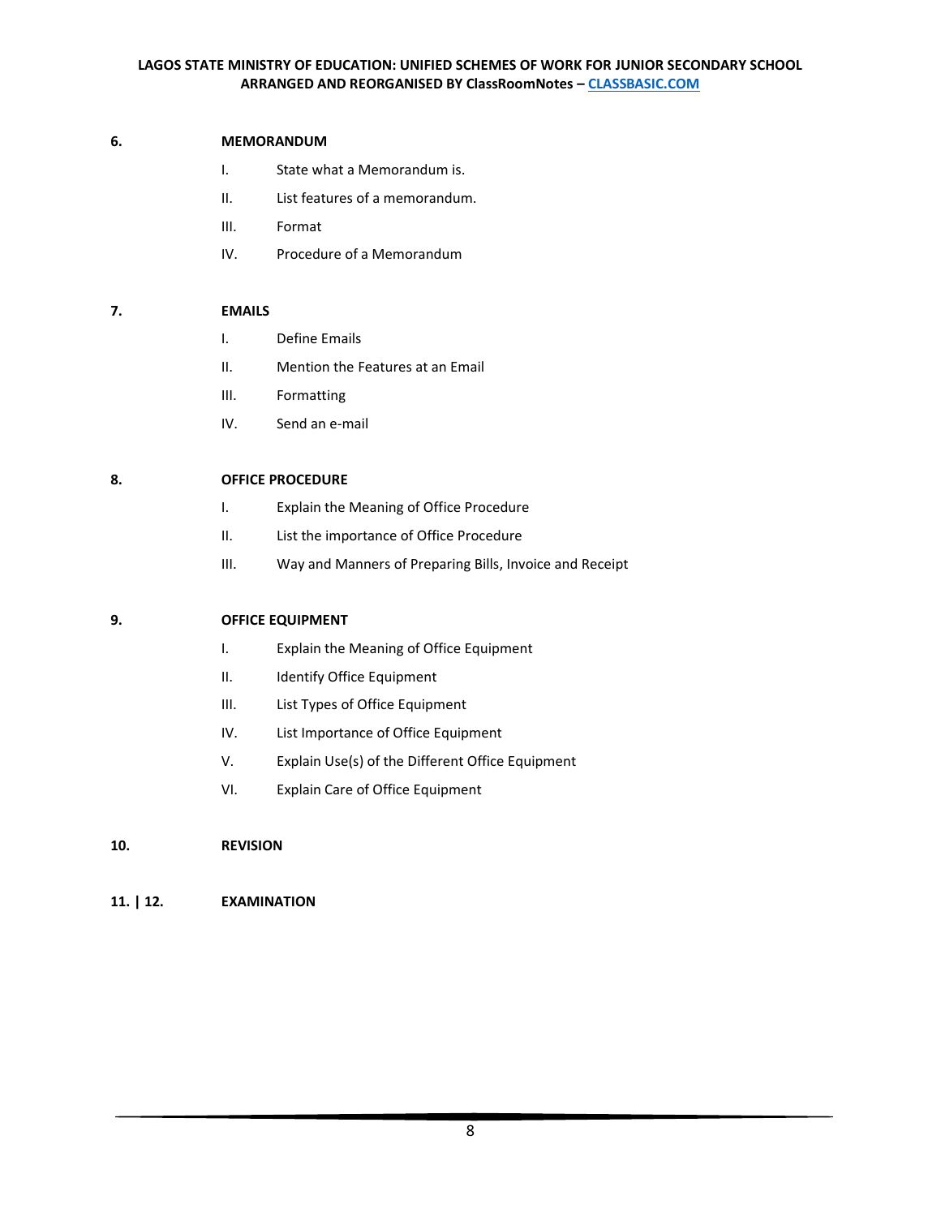**6. MEMORANDUM**

- I. State what a Memorandum is.
- II. List features of a memorandum.
- III. Format
- IV. Procedure of a Memorandum

**7. EMAILS**

- I. Define Emails
- II. Mention the Features at an Email
- III. Formatting
- IV. Send an e-mail

**8. OFFICE PROCEDURE**

- I. Explain the Meaning of Office Procedure
- II. List the importance of Office Procedure
- III. Way and Manners of Preparing Bills, Invoice and Receipt

**9. OFFICE EQUIPMENT**

- I. Explain the Meaning of Office Equipment
- II. Identify Office Equipment
- III. List Types of Office Equipment
- IV. List Importance of Office Equipment
- V. Explain Use(s) of the Different Office Equipment
- VI. Explain Care of Office Equipment

**10. REVISION**

**11. | 12. EXAMINATION**